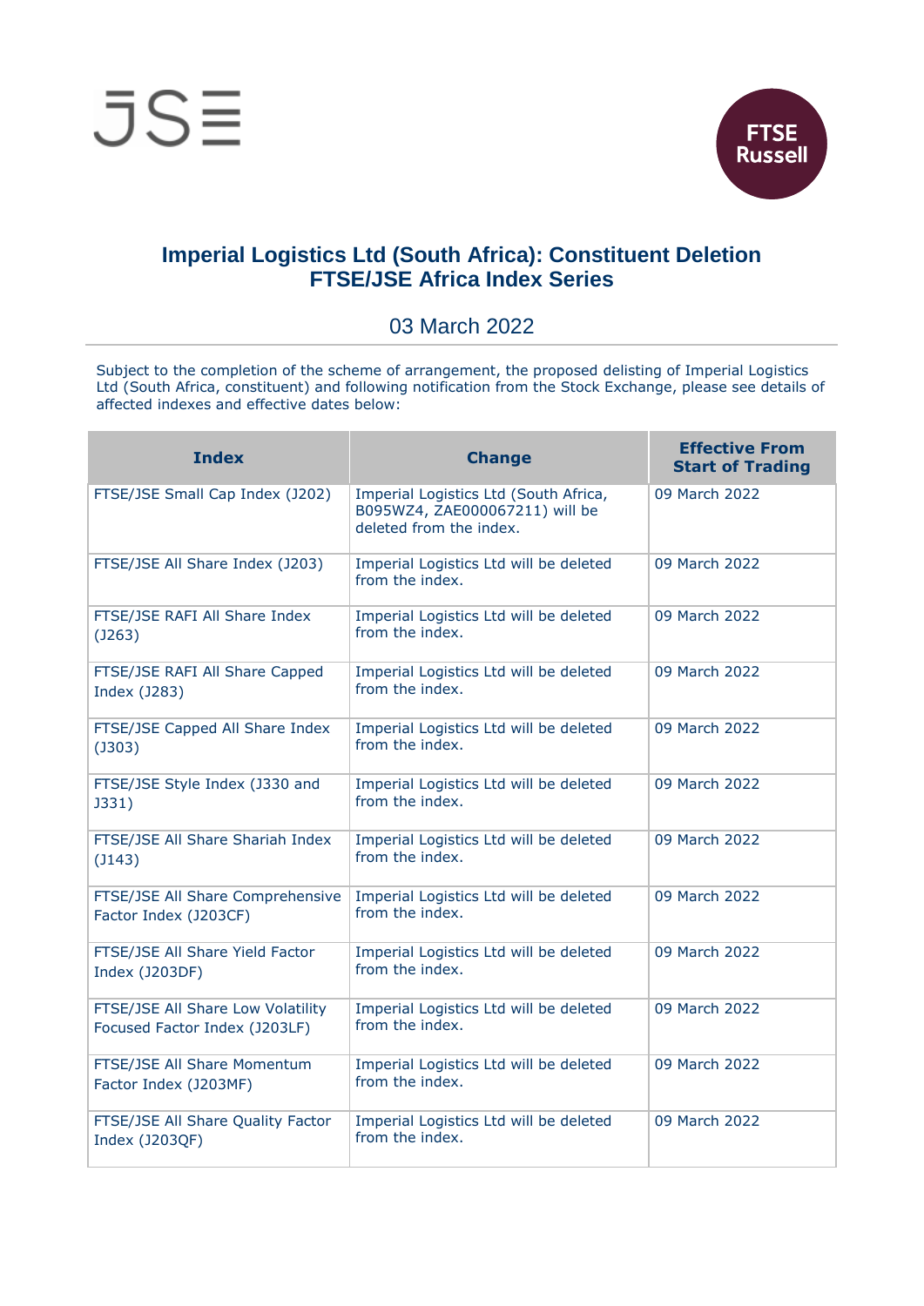# Imperial Logistics Ltd (South Africa): Constituent Deletion
# FTSE/JSE Africa Index Series

03 March 2022

Subject to the completion of the scheme of arrangement, the proposed delisting of Imperial Logistics Ltd (South Africa, constituent) and following notification from the Stock Exchange, please see details of affected indexes and effective dates below:

| Index | Change | Effective From Start of Trading |
|---|---|---|
| FTSE/JSE Small Cap Index (J202) | Imperial Logistics Ltd (South Africa, B095WZ4, ZAE000067211) will be deleted from the index. | 09 March 2022 |
| FTSE/JSE All Share Index (J203) | Imperial Logistics Ltd will be deleted from the index. | 09 March 2022 |
| FTSE/JSE RAFI All Share Index (J263) | Imperial Logistics Ltd will be deleted from the index. | 09 March 2022 |
| FTSE/JSE RAFI All Share Capped Index (J283) | Imperial Logistics Ltd will be deleted from the index. | 09 March 2022 |
| FTSE/JSE Capped All Share Index (J303) | Imperial Logistics Ltd will be deleted from the index. | 09 March 2022 |
| FTSE/JSE Style Index (J330 and J331) | Imperial Logistics Ltd will be deleted from the index. | 09 March 2022 |
| FTSE/JSE All Share Shariah Index (J143) | Imperial Logistics Ltd will be deleted from the index. | 09 March 2022 |
| FTSE/JSE All Share Comprehensive Factor Index (J203CF) | Imperial Logistics Ltd will be deleted from the index. | 09 March 2022 |
| FTSE/JSE All Share Yield Factor Index (J203DF) | Imperial Logistics Ltd will be deleted from the index. | 09 March 2022 |
| FTSE/JSE All Share Low Volatility Focused Factor Index (J203LF) | Imperial Logistics Ltd will be deleted from the index. | 09 March 2022 |
| FTSE/JSE All Share Momentum Factor Index (J203MF) | Imperial Logistics Ltd will be deleted from the index. | 09 March 2022 |
| FTSE/JSE All Share Quality Factor Index (J203QF) | Imperial Logistics Ltd will be deleted from the index. | 09 March 2022 |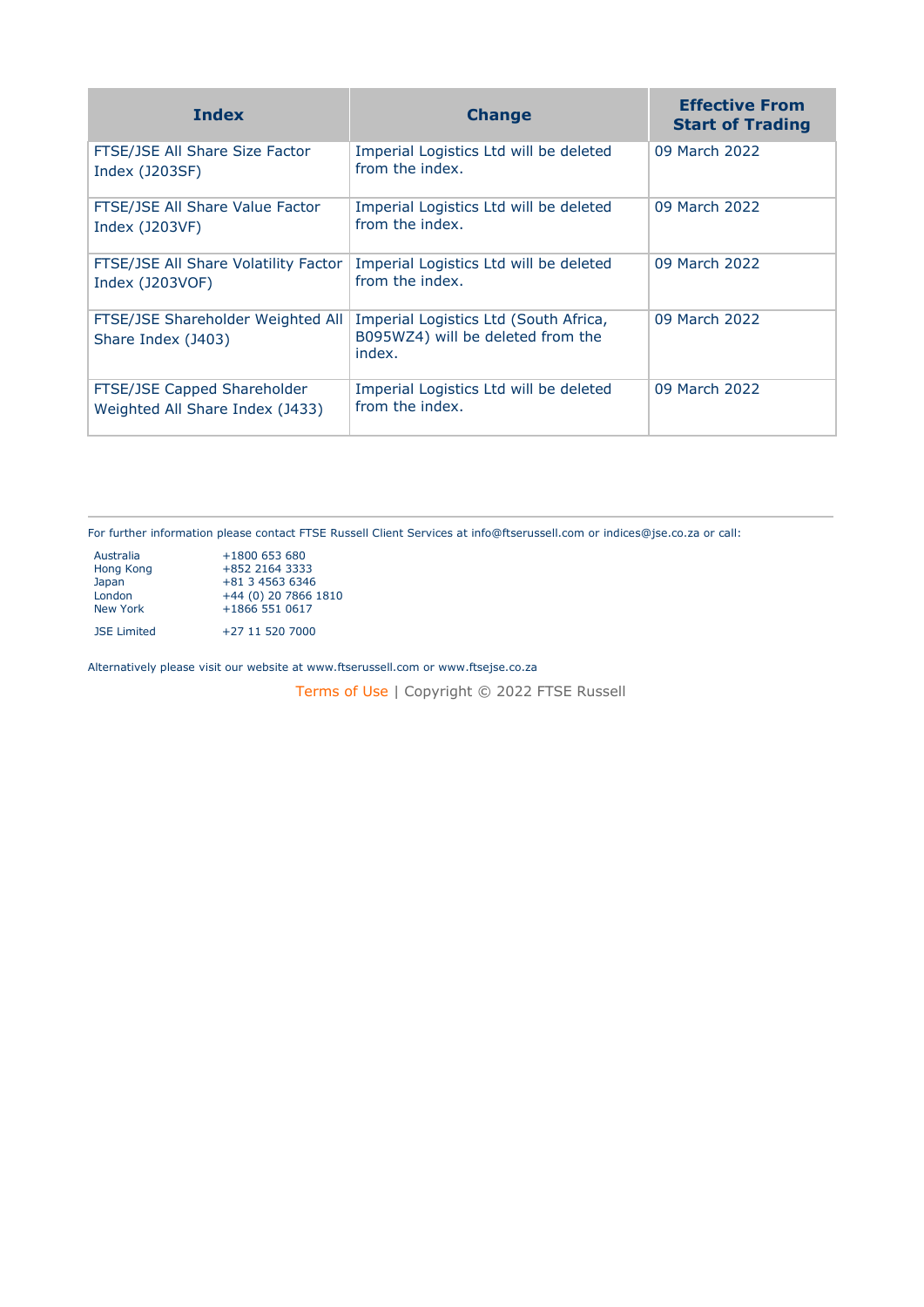| Index | Change | Effective From Start of Trading |
| --- | --- | --- |
| FTSE/JSE All Share Size Factor Index (J203SF) | Imperial Logistics Ltd will be deleted from the index. | 09 March 2022 |
| FTSE/JSE All Share Value Factor Index (J203VF) | Imperial Logistics Ltd will be deleted from the index. | 09 March 2022 |
| FTSE/JSE All Share Volatility Factor Index (J203VOF) | Imperial Logistics Ltd will be deleted from the index. | 09 March 2022 |
| FTSE/JSE Shareholder Weighted All Share Index (J403) | Imperial Logistics Ltd (South Africa, B095WZ4) will be deleted from the index. | 09 March 2022 |
| FTSE/JSE Capped Shareholder Weighted All Share Index (J433) | Imperial Logistics Ltd will be deleted from the index. | 09 March 2022 |

---

For further information please contact FTSE Russell Client Services at info@ftserussell.com or indices@jse.co.za or call:

| | |
| --- | --- |
| Australia | +1800 653 680 |
| Hong Kong | +852 2164 3333 |
| Japan | +81 3 4563 6346 |
| London | +44 (0) 20 7866 1810 |
| New York | +1866 551 0617 |
| JSE Limited | +27 11 520 7000 |

Alternatively please visit our website at www.ftserussell.com or www.ftsejse.co.za

Terms of Use | Copyright © 2022 FTSE Russell